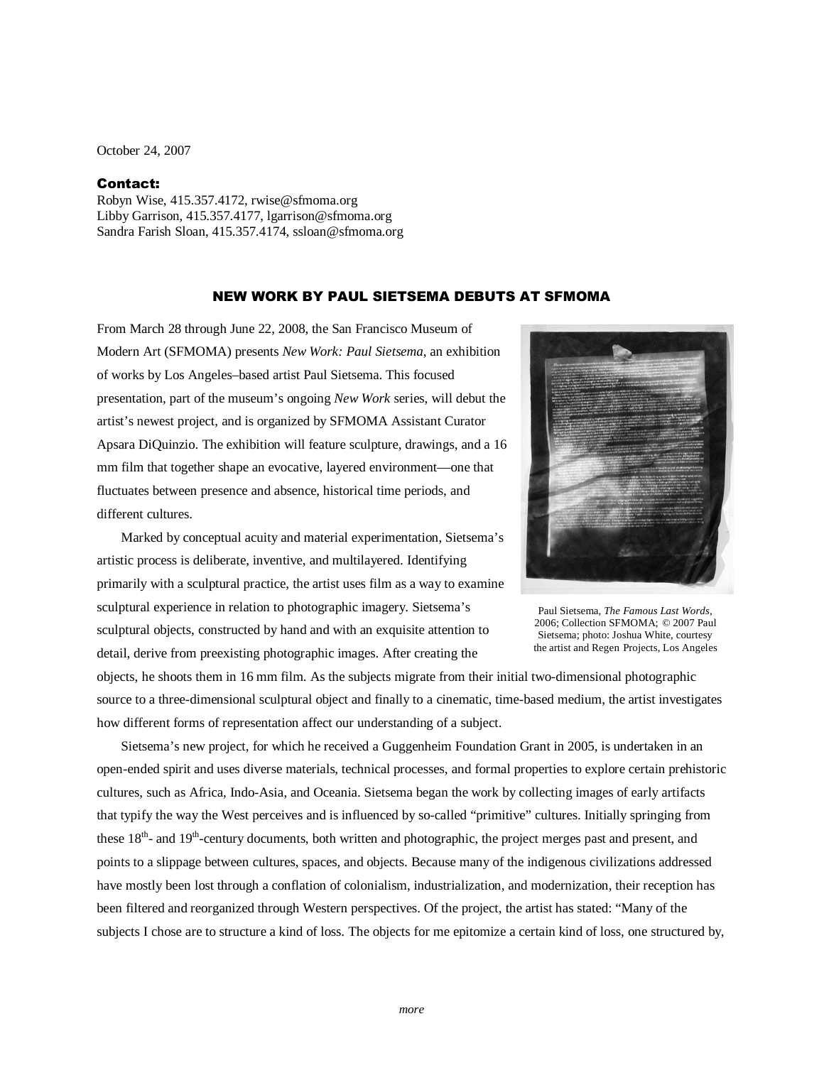October 24, 2007

**Contact:**
Robyn Wise, 415.357.4172, rwise@sfmoma.org
Libby Garrison, 415.357.4177, lgarrison@sfmoma.org
Sandra Farish Sloan, 415.357.4174, ssloan@sfmoma.org

## NEW WORK BY PAUL SIETSEMA DEBUTS AT SFMOMA

From March 28 through June 22, 2008, the San Francisco Museum of Modern Art (SFMOMA) presents *New Work: Paul Sietsema*, an exhibition of works by Los Angeles–based artist Paul Sietsema. This focused presentation, part of the museum's ongoing *New Work* series, will debut the artist's newest project, and is organized by SFMOMA Assistant Curator Apsara DiQuinzio. The exhibition will feature sculpture, drawings, and a 16 mm film that together shape an evocative, layered environment—one that fluctuates between presence and absence, historical time periods, and different cultures.

Paul Sietsema, *The Famous Last Words*, 2006; Collection SFMOMA; © 2007 Paul Sietsema; photo: Joshua White, courtesy the artist and Regen Projects, Los Angeles

Marked by conceptual acuity and material experimentation, Sietsema's artistic process is deliberate, inventive, and multilayered. Identifying primarily with a sculptural practice, the artist uses film as a way to examine sculptural experience in relation to photographic imagery. Sietsema's sculptural objects, constructed by hand and with an exquisite attention to detail, derive from preexisting photographic images. After creating the objects, he shoots them in 16 mm film. As the subjects migrate from their initial two-dimensional photographic source to a three-dimensional sculptural object and finally to a cinematic, time-based medium, the artist investigates how different forms of representation affect our understanding of a subject.

Sietsema's new project, for which he received a Guggenheim Foundation Grant in 2005, is undertaken in an open-ended spirit and uses diverse materials, technical processes, and formal properties to explore certain prehistoric cultures, such as Africa, Indo-Asia, and Oceania. Sietsema began the work by collecting images of early artifacts that typify the way the West perceives and is influenced by so-called "primitive" cultures. Initially springing from these 18th- and 19th-century documents, both written and photographic, the project merges past and present, and points to a slippage between cultures, spaces, and objects. Because many of the indigenous civilizations addressed have mostly been lost through a conflation of colonialism, industrialization, and modernization, their reception has been filtered and reorganized through Western perspectives. Of the project, the artist has stated: "Many of the subjects I chose are to structure a kind of loss. The objects for me epitomize a certain kind of loss, one structured by,

*more*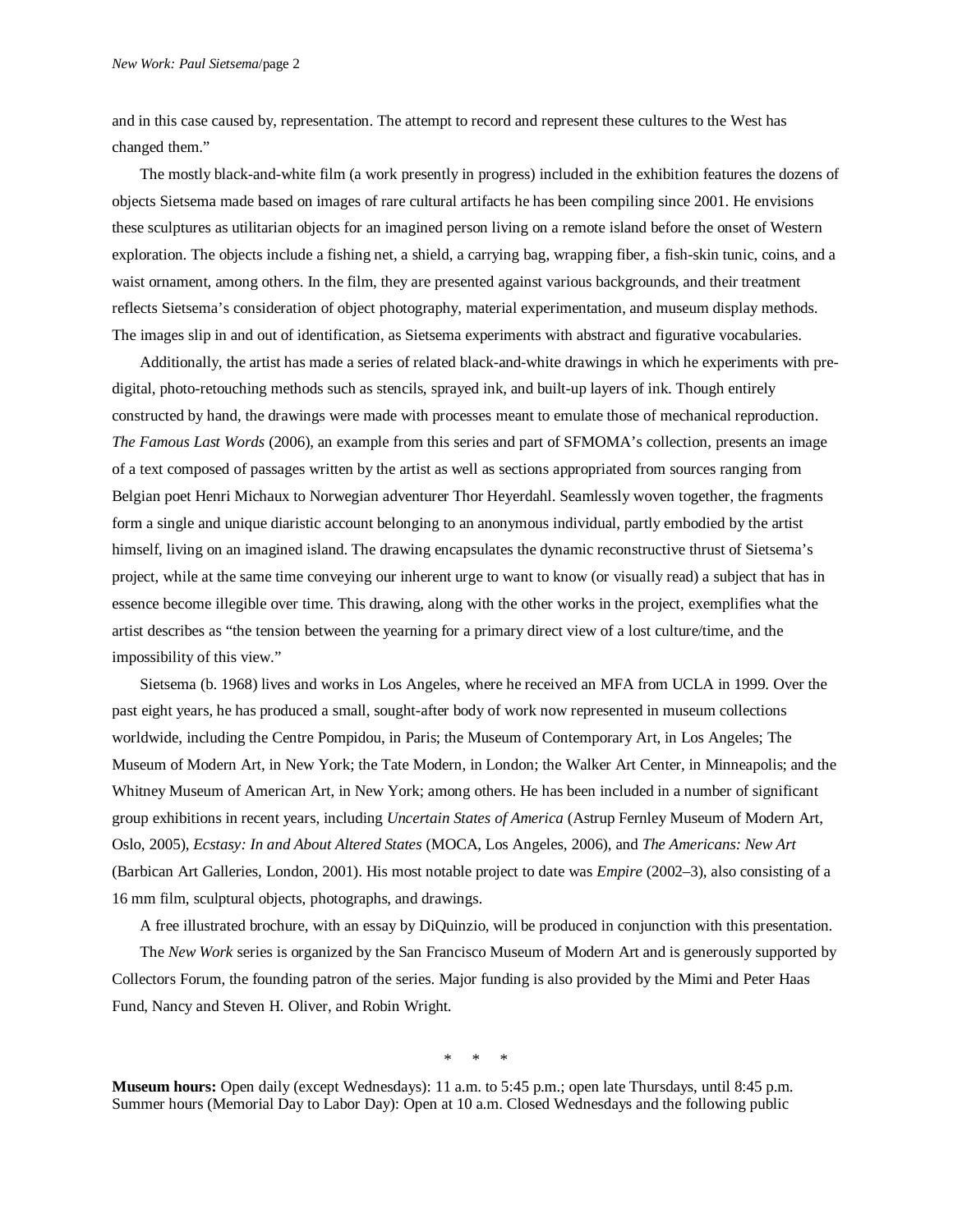and in this case caused by, representation. The attempt to record and represent these cultures to the West has changed them."

The mostly black-and-white film (a work presently in progress) included in the exhibition features the dozens of objects Sietsema made based on images of rare cultural artifacts he has been compiling since 2001. He envisions these sculptures as utilitarian objects for an imagined person living on a remote island before the onset of Western exploration. The objects include a fishing net, a shield, a carrying bag, wrapping fiber, a fish-skin tunic, coins, and a waist ornament, among others. In the film, they are presented against various backgrounds, and their treatment reflects Sietsema's consideration of object photography, material experimentation, and museum display methods. The images slip in and out of identification, as Sietsema experiments with abstract and figurative vocabularies.

Additionally, the artist has made a series of related black-and-white drawings in which he experiments with pre-digital, photo-retouching methods such as stencils, sprayed ink, and built-up layers of ink. Though entirely constructed by hand, the drawings were made with processes meant to emulate those of mechanical reproduction. *The Famous Last Words* (2006), an example from this series and part of SFMOMA's collection, presents an image of a text composed of passages written by the artist as well as sections appropriated from sources ranging from Belgian poet Henri Michaux to Norwegian adventurer Thor Heyerdahl. Seamlessly woven together, the fragments form a single and unique diaristic account belonging to an anonymous individual, partly embodied by the artist himself, living on an imagined island. The drawing encapsulates the dynamic reconstructive thrust of Sietsema's project, while at the same time conveying our inherent urge to want to know (or visually read) a subject that has in essence become illegible over time. This drawing, along with the other works in the project, exemplifies what the artist describes as "the tension between the yearning for a primary direct view of a lost culture/time, and the impossibility of this view."

Sietsema (b. 1968) lives and works in Los Angeles, where he received an MFA from UCLA in 1999. Over the past eight years, he has produced a small, sought-after body of work now represented in museum collections worldwide, including the Centre Pompidou, in Paris; the Museum of Contemporary Art, in Los Angeles; The Museum of Modern Art, in New York; the Tate Modern, in London; the Walker Art Center, in Minneapolis; and the Whitney Museum of American Art, in New York; among others. He has been included in a number of significant group exhibitions in recent years, including *Uncertain States of America* (Astrup Fernley Museum of Modern Art, Oslo, 2005), *Ecstasy: In and About Altered States* (MOCA, Los Angeles, 2006), and *The Americans: New Art* (Barbican Art Galleries, London, 2001). His most notable project to date was *Empire* (2002–3), also consisting of a 16 mm film, sculptural objects, photographs, and drawings.

A free illustrated brochure, with an essay by DiQuinzio, will be produced in conjunction with this presentation.

The *New Work* series is organized by the San Francisco Museum of Modern Art and is generously supported by Collectors Forum, the founding patron of the series. Major funding is also provided by the Mimi and Peter Haas Fund, Nancy and Steven H. Oliver, and Robin Wright.

\* \* \*

**Museum hours:** Open daily (except Wednesdays): 11 a.m. to 5:45 p.m.; open late Thursdays, until 8:45 p.m. Summer hours (Memorial Day to Labor Day): Open at 10 a.m. Closed Wednesdays and the following public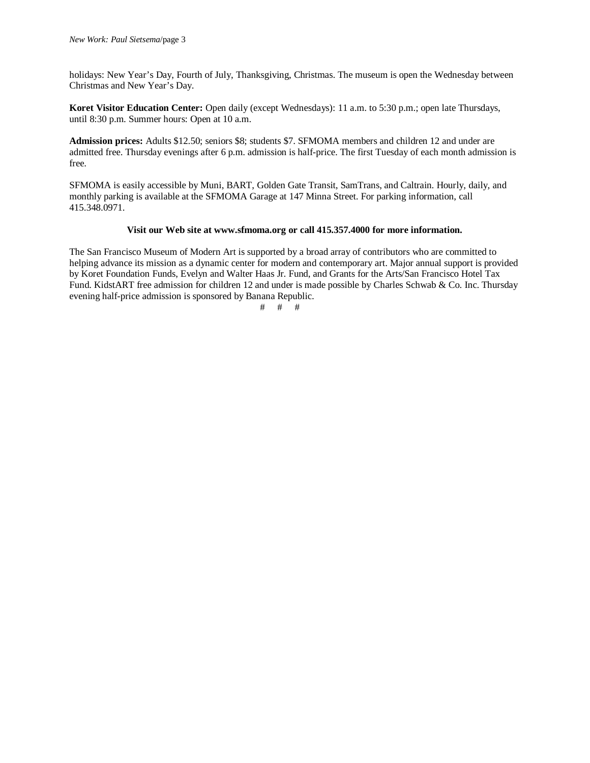holidays: New Year’s Day, Fourth of July, Thanksgiving, Christmas. The museum is open the Wednesday between Christmas and New Year’s Day.

**Koret Visitor Education Center:** Open daily (except Wednesdays): 11 a.m. to 5:30 p.m.; open late Thursdays, until 8:30 p.m. Summer hours: Open at 10 a.m.

**Admission prices:** Adults $12.50; seniors $8; students $7. SFMOMA members and children 12 and under are admitted free. Thursday evenings after 6 p.m. admission is half-price. The first Tuesday of each month admission is free.

SFMOMA is easily accessible by Muni, BART, Golden Gate Transit, SamTrans, and Caltrain. Hourly, daily, and monthly parking is available at the SFMOMA Garage at 147 Minna Street. For parking information, call 415.348.0971.

**Visit our Web site at www.sfmoma.org or call 415.357.4000 for more information.**

The San Francisco Museum of Modern Art is supported by a broad array of contributors who are committed to helping advance its mission as a dynamic center for modern and contemporary art. Major annual support is provided by Koret Foundation Funds, Evelyn and Walter Haas Jr. Fund, and Grants for the Arts/San Francisco Hotel Tax Fund. KidstART free admission for children 12 and under is made possible by Charles Schwab & Co. Inc. Thursday evening half-price admission is sponsored by Banana Republic.

# # #